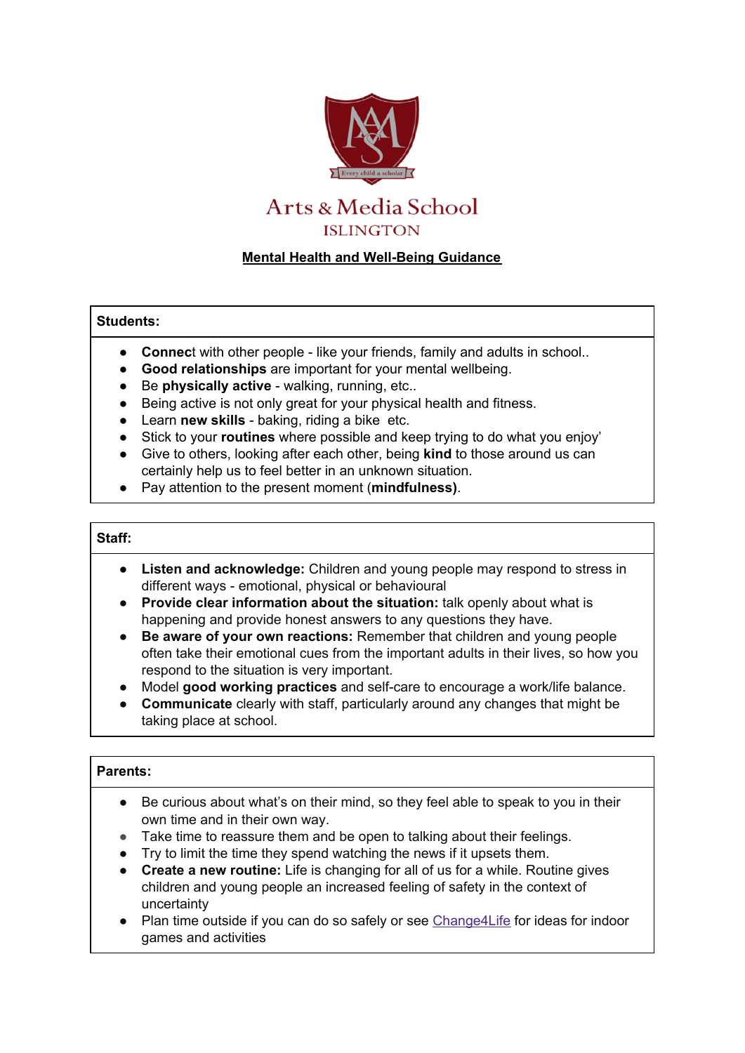# Arts & Media School

## ISLINGTON

**Mental Health and Well-Being Guidance**

### Students:

- **Connect** with other people - like your friends, family and adults in school..
- **Good relationships** are important for your mental wellbeing.
- Be **physically active** - walking, running, etc..
- Being active is not only great for your physical health and fitness.
- Learn **new skills** - baking, riding a bike etc.
- Stick to your **routines** where possible and keep trying to do what you enjoy'
- Give to others, looking after each other, being **kind** to those around us can certainly help us to feel better in an unknown situation.
- Pay attention to the present moment (**mindfulness)**.

### Staff:

- **Listen and acknowledge:** Children and young people may respond to stress in different ways - emotional, physical or behavioural
- **Provide clear information about the situation:** talk openly about what is happening and provide honest answers to any questions they have.
- **Be aware of your own reactions:** Remember that children and young people often take their emotional cues from the important adults in their lives, so how you respond to the situation is very important.
- Model **good working practices** and self-care to encourage a work/life balance.
- **Communicate** clearly with staff, particularly around any changes that might be taking place at school.

### Parents:

- Be curious about what's on their mind, so they feel able to speak to you in their own time and in their own way.
- Take time to reassure them and be open to talking about their feelings.
- Try to limit the time they spend watching the news if it upsets them.
- **Create a new routine:** Life is changing for all of us for a while. Routine gives children and young people an increased feeling of safety in the context of uncertainty
- Plan time outside if you can do so safely or see Change4Life for ideas for indoor games and activities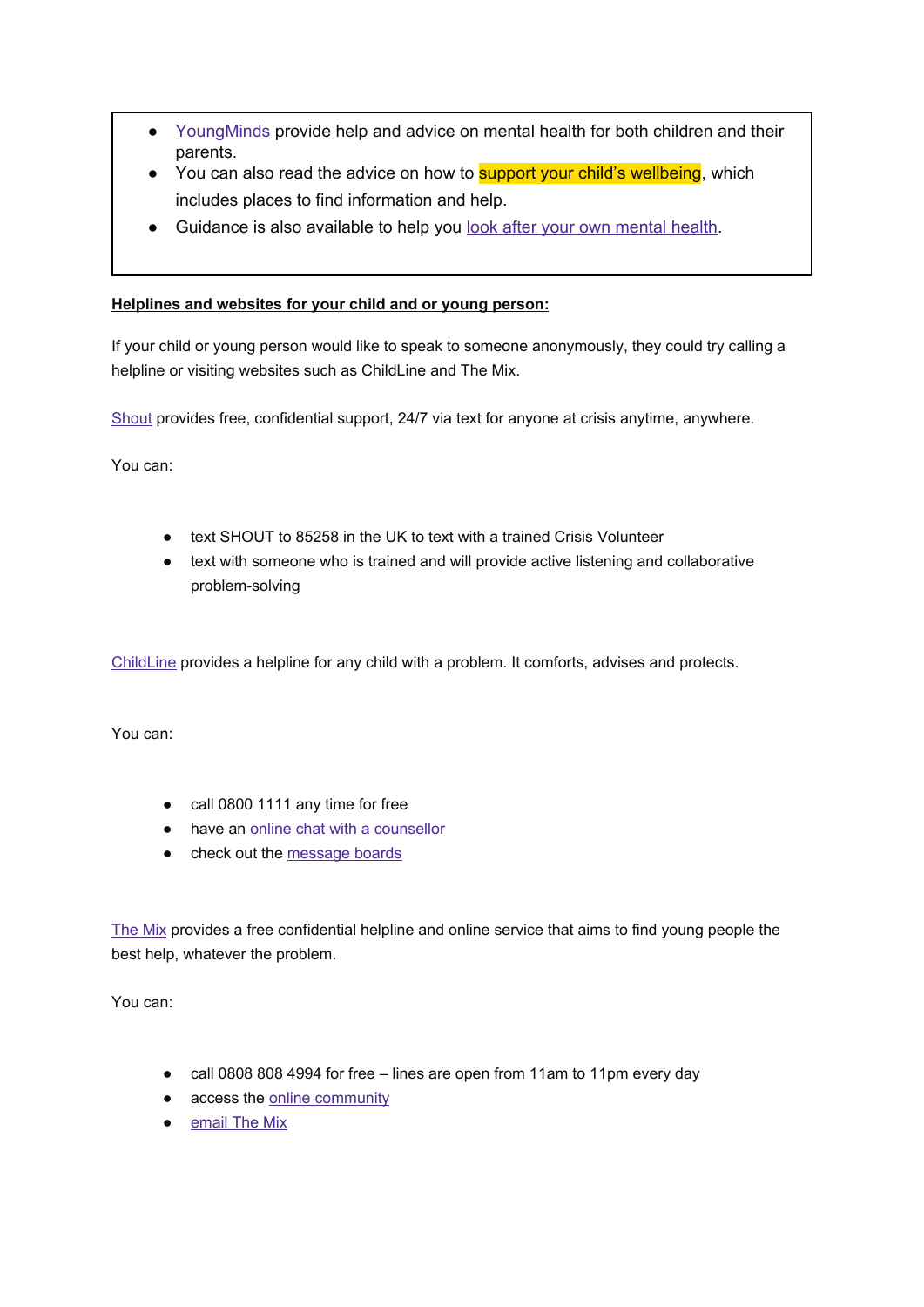- YoungMinds provide help and advice on mental health for both children and their parents.
- You can also read the advice on how to support your child's wellbeing, which includes places to find information and help.
- Guidance is also available to help you look after your own mental health.

**Helplines and websites for your child and or young person:**

If your child or young person would like to speak to someone anonymously, they could try calling a helpline or visiting websites such as ChildLine and The Mix.

Shout provides free, confidential support, 24/7 via text for anyone at crisis anytime, anywhere.

You can:

- text SHOUT to 85258 in the UK to text with a trained Crisis Volunteer
- text with someone who is trained and will provide active listening and collaborative problem-solving

ChildLine provides a helpline for any child with a problem. It comforts, advises and protects.

You can:

- call 0800 1111 any time for free
- have an online chat with a counsellor
- check out the message boards

The Mix provides a free confidential helpline and online service that aims to find young people the best help, whatever the problem.

You can:

- call 0808 808 4994 for free – lines are open from 11am to 11pm every day
- access the online community
- email The Mix